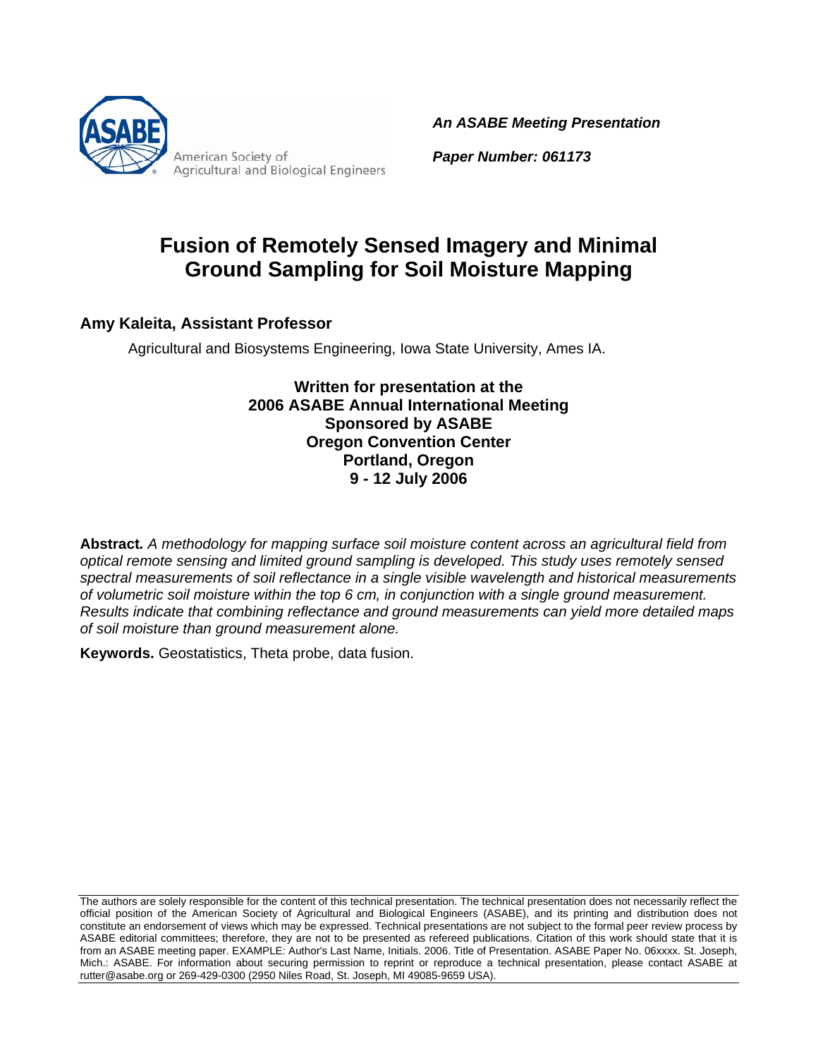American Society of Agricultural and Biological Engineers

***An ASABE Meeting Presentation***

***Paper Number: 061173***

# Fusion of Remotely Sensed Imagery and Minimal Ground Sampling for Soil Moisture Mapping

**Amy Kaleita, Assistant Professor**

Agricultural and Biosystems Engineering, Iowa State University, Ames IA.

**Written for presentation at the**
**2006 ASABE Annual International Meeting**
**Sponsored by ASABE**
**Oregon Convention Center**
**Portland, Oregon**
**9 - 12 July 2006**

**Abstract.** *A methodology for mapping surface soil moisture content across an agricultural field from optical remote sensing and limited ground sampling is developed. This study uses remotely sensed spectral measurements of soil reflectance in a single visible wavelength and historical measurements of volumetric soil moisture within the top 6 cm, in conjunction with a single ground measurement. Results indicate that combining reflectance and ground measurements can yield more detailed maps of soil moisture than ground measurement alone.*

**Keywords.** Geostatistics, Theta probe, data fusion.

The authors are solely responsible for the content of this technical presentation. The technical presentation does not necessarily reflect the official position of the American Society of Agricultural and Biological Engineers (ASABE), and its printing and distribution does not constitute an endorsement of views which may be expressed. Technical presentations are not subject to the formal peer review process by ASABE editorial committees; therefore, they are not to be presented as refereed publications. Citation of this work should state that it is from an ASABE meeting paper. EXAMPLE: Author's Last Name, Initials. 2006. Title of Presentation. ASABE Paper No. 06xxxx. St. Joseph, Mich.: ASABE. For information about securing permission to reprint or reproduce a technical presentation, please contact ASABE at rutter@asabe.org or 269-429-0300 (2950 Niles Road, St. Joseph, MI 49085-9659 USA).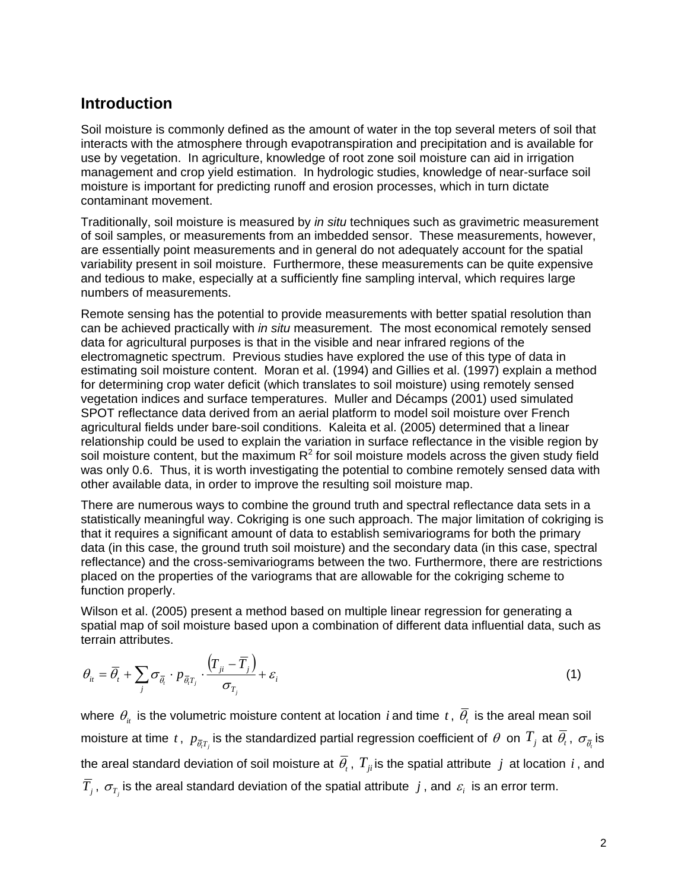## Introduction

Soil moisture is commonly defined as the amount of water in the top several meters of soil that interacts with the atmosphere through evapotranspiration and precipitation and is available for use by vegetation. In agriculture, knowledge of root zone soil moisture can aid in irrigation management and crop yield estimation. In hydrologic studies, knowledge of near-surface soil moisture is important for predicting runoff and erosion processes, which in turn dictate contaminant movement.

Traditionally, soil moisture is measured by *in situ* techniques such as gravimetric measurement of soil samples, or measurements from an imbedded sensor. These measurements, however, are essentially point measurements and in general do not adequately account for the spatial variability present in soil moisture. Furthermore, these measurements can be quite expensive and tedious to make, especially at a sufficiently fine sampling interval, which requires large numbers of measurements.

Remote sensing has the potential to provide measurements with better spatial resolution than can be achieved practically with *in situ* measurement. The most economical remotely sensed data for agricultural purposes is that in the visible and near infrared regions of the electromagnetic spectrum. Previous studies have explored the use of this type of data in estimating soil moisture content. Moran et al. (1994) and Gillies et al. (1997) explain a method for determining crop water deficit (which translates to soil moisture) using remotely sensed vegetation indices and surface temperatures. Muller and Décamps (2001) used simulated SPOT reflectance data derived from an aerial platform to model soil moisture over French agricultural fields under bare-soil conditions. Kaleita et al. (2005) determined that a linear relationship could be used to explain the variation in surface reflectance in the visible region by soil moisture content, but the maximum $R^2$ for soil moisture models across the given study field was only 0.6. Thus, it is worth investigating the potential to combine remotely sensed data with other available data, in order to improve the resulting soil moisture map.

There are numerous ways to combine the ground truth and spectral reflectance data sets in a statistically meaningful way. Cokriging is one such approach. The major limitation of cokriging is that it requires a significant amount of data to establish semivariograms for both the primary data (in this case, the ground truth soil moisture) and the secondary data (in this case, spectral reflectance) and the cross-semivariograms between the two. Furthermore, there are restrictions placed on the properties of the variograms that are allowable for the cokriging scheme to function properly.

Wilson et al. (2005) present a method based on multiple linear regression for generating a spatial map of soil moisture based upon a combination of different data influential data, such as terrain attributes.

$$\theta_{it} = \overline{\theta}_t + \sum_j \sigma_{\overline{\theta}_t} \cdot p_{\overline{\theta}_t T_j} \cdot \frac{\left(T_{ji} - \overline{T}_j\right)}{\sigma_{T_j}} + \varepsilon_i \tag{1}$$

where $\theta_{it}$ is the volumetric moisture content at location $i$ and time $t$, $\overline{\theta}_t$ is the areal mean soil moisture at time $t$, $p_{\overline{\theta}_t T_j}$ is the standardized partial regression coefficient of $\theta$ on $T_j$ at $\overline{\theta}_t$, $\sigma_{\overline{\theta}_t}$ is the areal standard deviation of soil moisture at $\overline{\theta}_t$, $T_{ji}$ is the spatial attribute $j$ at location $i$, and $\overline{T}_j$, $\sigma_{T_j}$ is the areal standard deviation of the spatial attribute $j$, and $\varepsilon_i$ is an error term.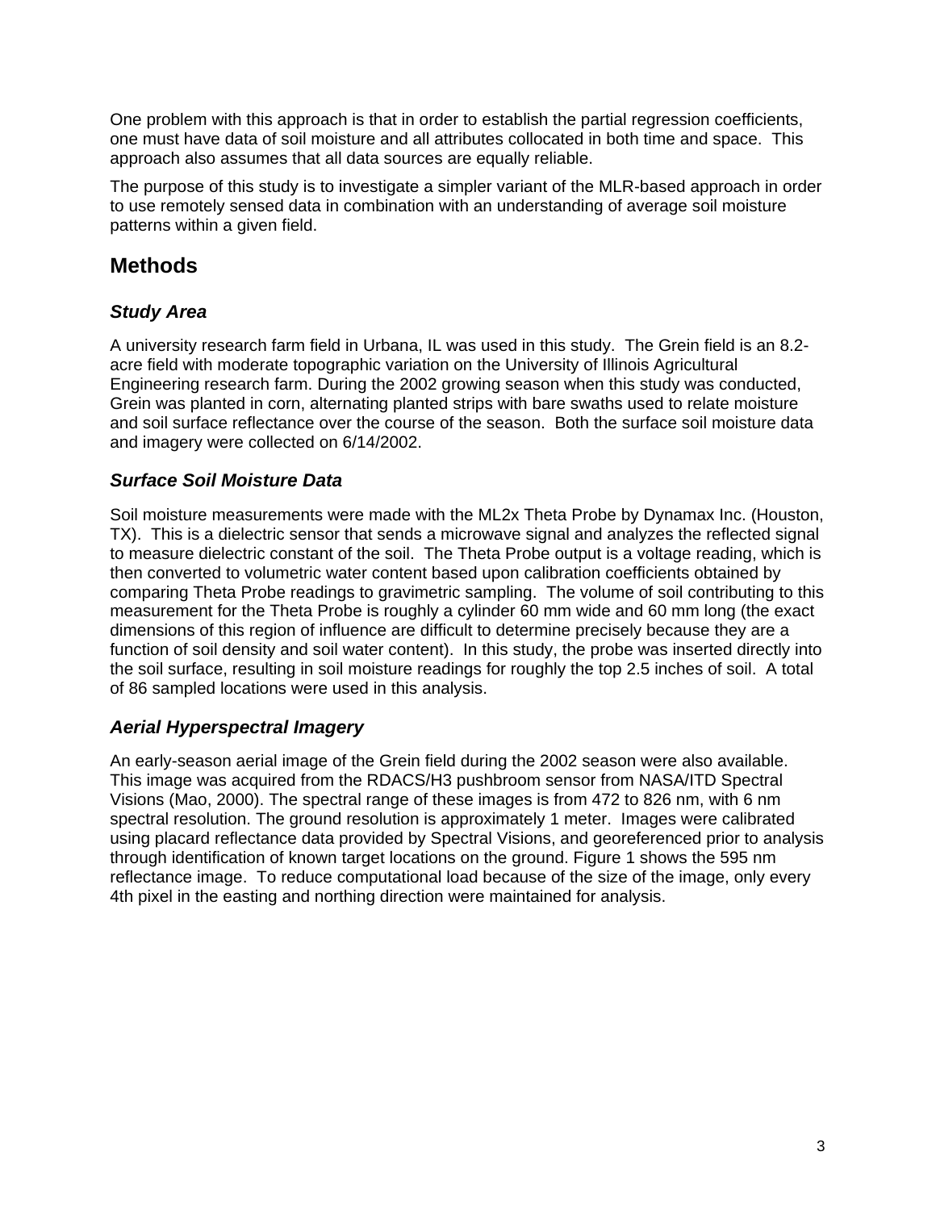One problem with this approach is that in order to establish the partial regression coefficients, one must have data of soil moisture and all attributes collocated in both time and space. This approach also assumes that all data sources are equally reliable.

The purpose of this study is to investigate a simpler variant of the MLR-based approach in order to use remotely sensed data in combination with an understanding of average soil moisture patterns within a given field.

## Methods

### *Study Area*

A university research farm field in Urbana, IL was used in this study. The Grein field is an 8.2-acre field with moderate topographic variation on the University of Illinois Agricultural Engineering research farm. During the 2002 growing season when this study was conducted, Grein was planted in corn, alternating planted strips with bare swaths used to relate moisture and soil surface reflectance over the course of the season. Both the surface soil moisture data and imagery were collected on 6/14/2002.

### *Surface Soil Moisture Data*

Soil moisture measurements were made with the ML2x Theta Probe by Dynamax Inc. (Houston, TX). This is a dielectric sensor that sends a microwave signal and analyzes the reflected signal to measure dielectric constant of the soil. The Theta Probe output is a voltage reading, which is then converted to volumetric water content based upon calibration coefficients obtained by comparing Theta Probe readings to gravimetric sampling. The volume of soil contributing to this measurement for the Theta Probe is roughly a cylinder 60 mm wide and 60 mm long (the exact dimensions of this region of influence are difficult to determine precisely because they are a function of soil density and soil water content). In this study, the probe was inserted directly into the soil surface, resulting in soil moisture readings for roughly the top 2.5 inches of soil. A total of 86 sampled locations were used in this analysis.

### *Aerial Hyperspectral Imagery*

An early-season aerial image of the Grein field during the 2002 season were also available. This image was acquired from the RDACS/H3 pushbroom sensor from NASA/ITD Spectral Visions (Mao, 2000). The spectral range of these images is from 472 to 826 nm, with 6 nm spectral resolution. The ground resolution is approximately 1 meter. Images were calibrated using placard reflectance data provided by Spectral Visions, and georeferenced prior to analysis through identification of known target locations on the ground. Figure 1 shows the 595 nm reflectance image. To reduce computational load because of the size of the image, only every 4th pixel in the easting and northing direction were maintained for analysis.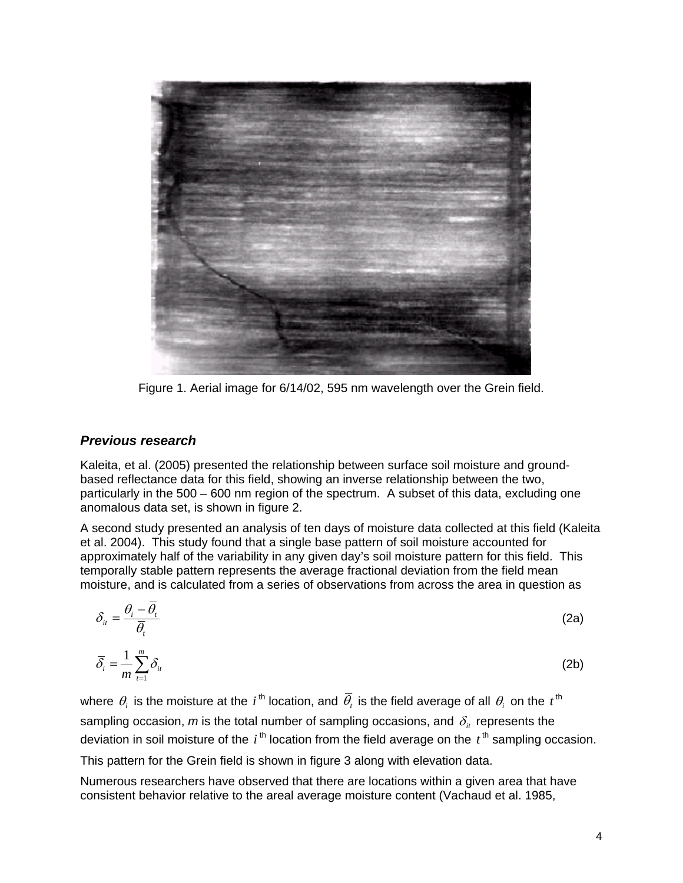Figure 1. Aerial image for 6/14/02, 595 nm wavelength over the Grein field.

### *Previous research*

Kaleita, et al. (2005) presented the relationship between surface soil moisture and ground-based reflectance data for this field, showing an inverse relationship between the two, particularly in the 500 – 600 nm region of the spectrum. A subset of this data, excluding one anomalous data set, is shown in figure 2.

A second study presented an analysis of ten days of moisture data collected at this field (Kaleita et al. 2004). This study found that a single base pattern of soil moisture accounted for approximately half of the variability in any given day's soil moisture pattern for this field. This temporally stable pattern represents the average fractional deviation from the field mean moisture, and is calculated from a series of observations from across the area in question as

$$\delta_{it} = \frac{\theta_i - \overline{\theta}_t}{\overline{\theta}_t} \tag{2a}$$

$$\overline{\delta}_i = \frac{1}{m}\sum_{t=1}^{m}\delta_{it} \tag{2b}$$

where $\theta_i$ is the moisture at the $i^{\text{th}}$ location, and $\overline{\theta}_t$ is the field average of all $\theta_i$ on the $t^{\text{th}}$ sampling occasion, *m* is the total number of sampling occasions, and $\delta_{it}$ represents the deviation in soil moisture of the $i^{\text{th}}$ location from the field average on the $t^{\text{th}}$ sampling occasion. This pattern for the Grein field is shown in figure 3 along with elevation data.

Numerous researchers have observed that there are locations within a given area that have consistent behavior relative to the areal average moisture content (Vachaud et al. 1985,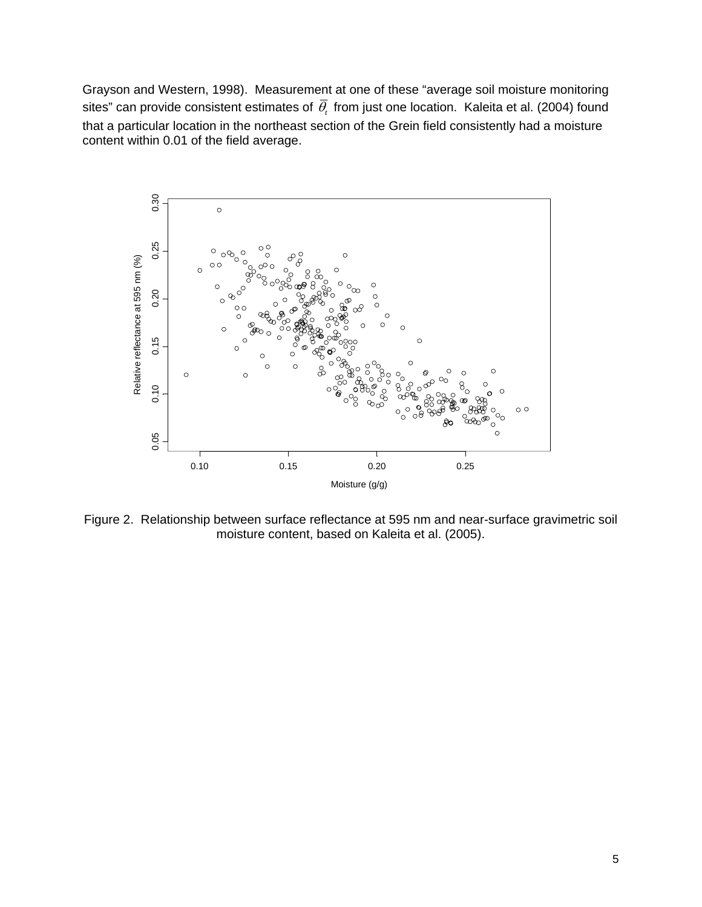Grayson and Western, 1998). Measurement at one of these "average soil moisture monitoring sites" can provide consistent estimates of $\overline{\theta}_t$ from just one location. Kaleita et al. (2004) found that a particular location in the northeast section of the Grein field consistently had a moisture content within 0.01 of the field average.

Figure 2. Relationship between surface reflectance at 595 nm and near-surface gravimetric soil moisture content, based on Kaleita et al. (2005).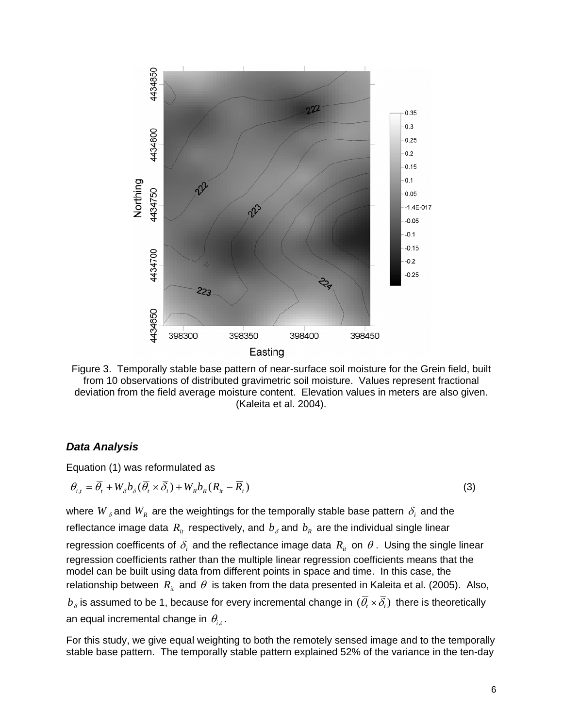Figure 3. Temporally stable base pattern of near-surface soil moisture for the Grein field, built from 10 observations of distributed gravimetric soil moisture. Values represent fractional deviation from the field average moisture content. Elevation values in meters are also given. (Kaleita et al. 2004).

### *Data Analysis*

Equation (1) was reformulated as

$$\theta_{i,t} = \overline{\theta}_t + W_\delta b_\delta (\overline{\theta}_t \times \overline{\delta}_i) + W_R b_R (R_{it} - \overline{R}_t) \tag{3}$$

where $W_\delta$ and $W_R$ are the weightings for the temporally stable base pattern $\overline{\delta}_i$ and the reflectance image data $R_{it}$ respectively, and $b_\delta$ and $b_R$ are the individual single linear regression coefficents of $\overline{\delta}_i$ and the reflectance image data $R_{it}$ on $\theta$. Using the single linear regression coefficients rather than the multiple linear regression coefficients means that the model can be built using data from different points in space and time. In this case, the relationship between $R_{it}$ and $\theta$ is taken from the data presented in Kaleita et al. (2005). Also, $b_\delta$ is assumed to be 1, because for every incremental change in $(\overline{\theta}_t \times \overline{\delta}_i)$ there is theoretically an equal incremental change in $\theta_{i,t}$.

For this study, we give equal weighting to both the remotely sensed image and to the temporally stable base pattern. The temporally stable pattern explained 52% of the variance in the ten-day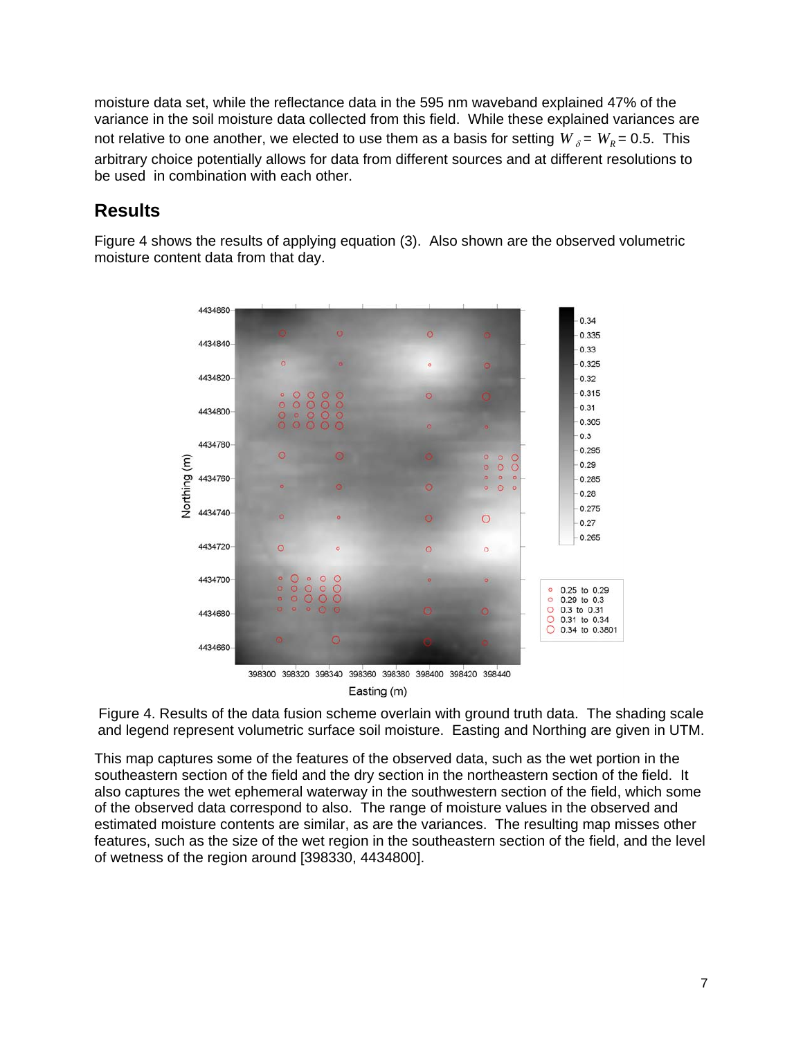moisture data set, while the reflectance data in the 595 nm waveband explained 47% of the variance in the soil moisture data collected from this field. While these explained variances are not relative to one another, we elected to use them as a basis for setting $W_{\delta} = W_R = 0.5$. This arbitrary choice potentially allows for data from different sources and at different resolutions to be used in combination with each other.

## Results

Figure 4 shows the results of applying equation (3). Also shown are the observed volumetric moisture content data from that day.

Figure 4. Results of the data fusion scheme overlain with ground truth data. The shading scale and legend represent volumetric surface soil moisture. Easting and Northing are given in UTM.

This map captures some of the features of the observed data, such as the wet portion in the southeastern section of the field and the dry section in the northeastern section of the field. It also captures the wet ephemeral waterway in the southwestern section of the field, which some of the observed data correspond to also. The range of moisture values in the observed and estimated moisture contents are similar, as are the variances. The resulting map misses other features, such as the size of the wet region in the southeastern section of the field, and the level of wetness of the region around [398330, 4434800].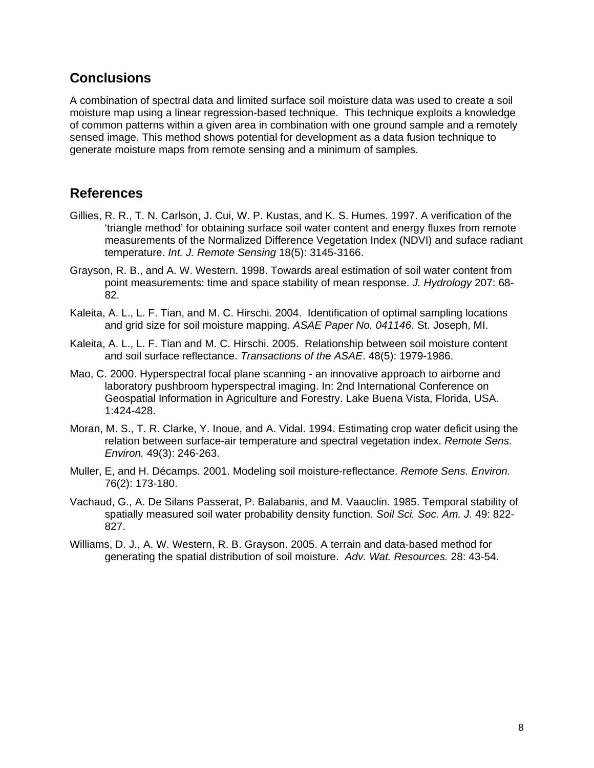## Conclusions

A combination of spectral data and limited surface soil moisture data was used to create a soil moisture map using a linear regression-based technique. This technique exploits a knowledge of common patterns within a given area in combination with one ground sample and a remotely sensed image. This method shows potential for development as a data fusion technique to generate moisture maps from remote sensing and a minimum of samples.

## References

Gillies, R. R., T. N. Carlson, J. Cui, W. P. Kustas, and K. S. Humes. 1997. A verification of the 'triangle method' for obtaining surface soil water content and energy fluxes from remote measurements of the Normalized Difference Vegetation Index (NDVI) and suface radiant temperature. *Int. J. Remote Sensing* 18(5): 3145-3166.

Grayson, R. B., and A. W. Western. 1998. Towards areal estimation of soil water content from point measurements: time and space stability of mean response. *J. Hydrology* 207: 68-82.

Kaleita, A. L., L. F. Tian, and M. C. Hirschi. 2004. Identification of optimal sampling locations and grid size for soil moisture mapping. *ASAE Paper No. 041146*. St. Joseph, MI.

Kaleita, A. L., L. F. Tian and M. C. Hirschi. 2005. Relationship between soil moisture content and soil surface reflectance. *Transactions of the ASAE*. 48(5): 1979-1986.

Mao, C. 2000. Hyperspectral focal plane scanning - an innovative approach to airborne and laboratory pushbroom hyperspectral imaging. In: 2nd International Conference on Geospatial Information in Agriculture and Forestry. Lake Buena Vista, Florida, USA. 1:424-428.

Moran, M. S., T. R. Clarke, Y. Inoue, and A. Vidal. 1994. Estimating crop water deficit using the relation between surface-air temperature and spectral vegetation index. *Remote Sens. Environ.* 49(3): 246-263.

Muller, E, and H. Décamps. 2001. Modeling soil moisture-reflectance. *Remote Sens. Environ.* 76(2): 173-180.

Vachaud, G., A. De Silans Passerat, P. Balabanis, and M. Vaauclin. 1985. Temporal stability of spatially measured soil water probability density function. *Soil Sci. Soc. Am. J.* 49: 822-827.

Williams, D. J., A. W. Western, R. B. Grayson. 2005. A terrain and data-based method for generating the spatial distribution of soil moisture. *Adv. Wat. Resources.* 28: 43-54.